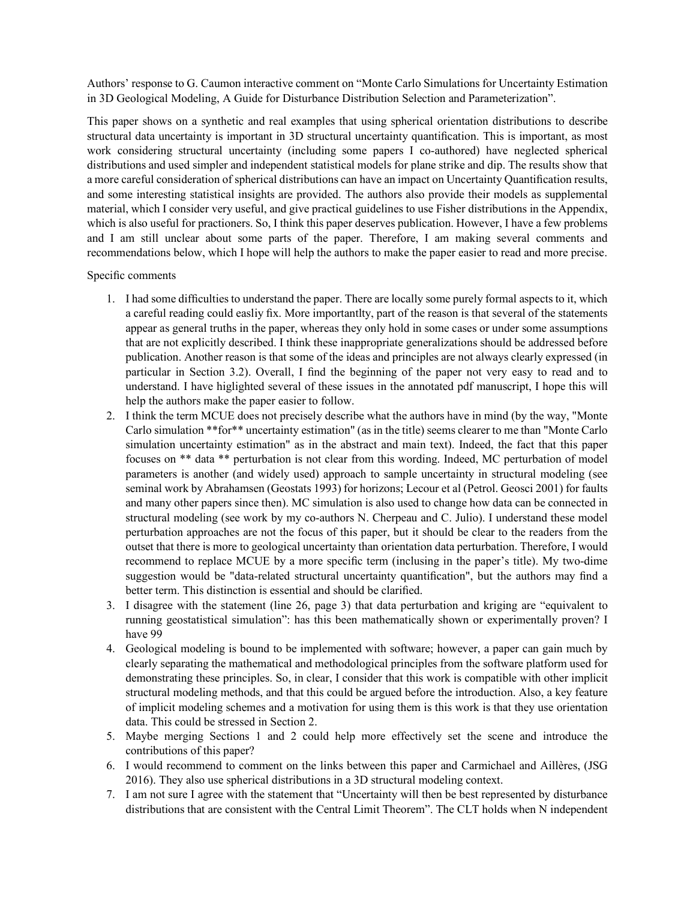Authors' response to G. Caumon interactive comment on "Monte Carlo Simulations for Uncertainty Estimation in 3D Geological Modeling, A Guide for Disturbance Distribution Selection and Parameterization".

This paper shows on a synthetic and real examples that using spherical orientation distributions to describe structural data uncertainty is important in 3D structural uncertainty quantification. This is important, as most work considering structural uncertainty (including some papers I co-authored) have neglected spherical distributions and used simpler and independent statistical models for plane strike and dip. The results show that a more careful consideration of spherical distributions can have an impact on Uncertainty Quantification results, and some interesting statistical insights are provided. The authors also provide their models as supplemental material, which I consider very useful, and give practical guidelines to use Fisher distributions in the Appendix, which is also useful for practioners. So, I think this paper deserves publication. However, I have a few problems and I am still unclear about some parts of the paper. Therefore, I am making several comments and recommendations below, which I hope will help the authors to make the paper easier to read and more precise.

Specific comments

1. I had some difficulties to understand the paper. There are locally some purely formal aspects to it, which a careful reading could easliy fix. More importantlty, part of the reason is that several of the statements appear as general truths in the paper, whereas they only hold in some cases or under some assumptions that are not explicitly described. I think these inappropriate generalizations should be addressed before publication. Another reason is that some of the ideas and principles are not always clearly expressed (in particular in Section 3.2). Overall, I find the beginning of the paper not very easy to read and to understand. I have higlighted several of these issues in the annotated pdf manuscript, I hope this will help the authors make the paper easier to follow.
2. I think the term MCUE does not precisely describe what the authors have in mind (by the way, "Monte Carlo simulation **for** uncertainty estimation" (as in the title) seems clearer to me than "Monte Carlo simulation uncertainty estimation" as in the abstract and main text). Indeed, the fact that this paper focuses on ** data ** perturbation is not clear from this wording. Indeed, MC perturbation of model parameters is another (and widely used) approach to sample uncertainty in structural modeling (see seminal work by Abrahamsen (Geostats 1993) for horizons; Lecour et al (Petrol. Geosci 2001) for faults and many other papers since then). MC simulation is also used to change how data can be connected in structural modeling (see work by my co-authors N. Cherpeau and C. Julio). I understand these model perturbation approaches are not the focus of this paper, but it should be clear to the readers from the outset that there is more to geological uncertainty than orientation data perturbation. Therefore, I would recommend to replace MCUE by a more specific term (inclusing in the paper's title). My two-dime suggestion would be "data-related structural uncertainty quantification", but the authors may find a better term. This distinction is essential and should be clarified.
3. I disagree with the statement (line 26, page 3) that data perturbation and kriging are "equivalent to running geostatistical simulation": has this been mathematically shown or experimentally proven? I have 99
4. Geological modeling is bound to be implemented with software; however, a paper can gain much by clearly separating the mathematical and methodological principles from the software platform used for demonstrating these principles. So, in clear, I consider that this work is compatible with other implicit structural modeling methods, and that this could be argued before the introduction. Also, a key feature of implicit modeling schemes and a motivation for using them is this work is that they use orientation data. This could be stressed in Section 2.
5. Maybe merging Sections 1 and 2 could help more effectively set the scene and introduce the contributions of this paper?
6. I would recommend to comment on the links between this paper and Carmichael and Aillères, (JSG 2016). They also use spherical distributions in a 3D structural modeling context.
7. I am not sure I agree with the statement that "Uncertainty will then be best represented by disturbance distributions that are consistent with the Central Limit Theorem". The CLT holds when N independent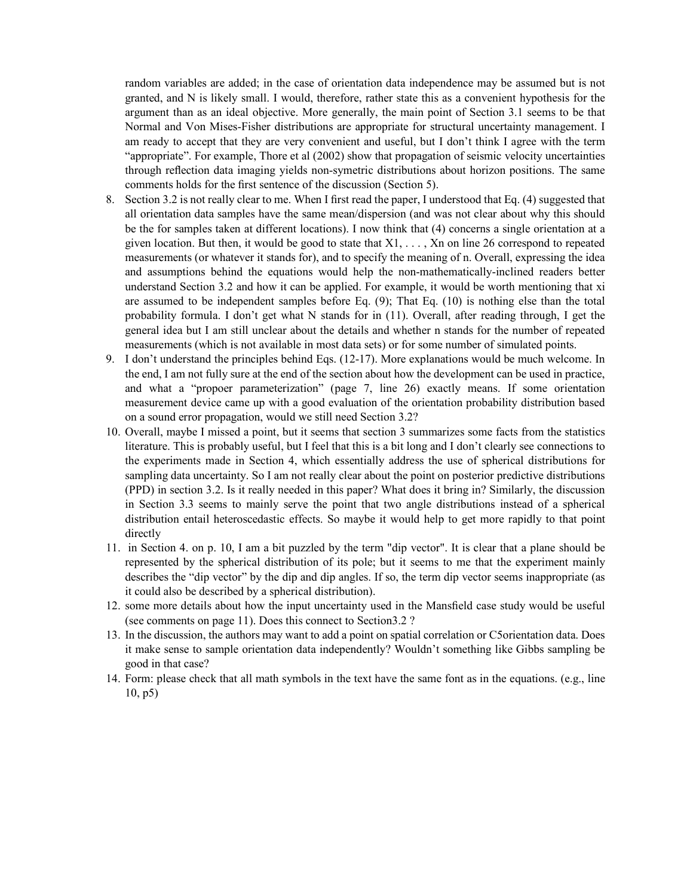random variables are added; in the case of orientation data independence may be assumed but is not granted, and N is likely small. I would, therefore, rather state this as a convenient hypothesis for the argument than as an ideal objective. More generally, the main point of Section 3.1 seems to be that Normal and Von Mises-Fisher distributions are appropriate for structural uncertainty management. I am ready to accept that they are very convenient and useful, but I don't think I agree with the term "appropriate". For example, Thore et al (2002) show that propagation of seismic velocity uncertainties through reflection data imaging yields non-symetric distributions about horizon positions. The same comments holds for the first sentence of the discussion (Section 5).

8. Section 3.2 is not really clear to me. When I first read the paper, I understood that Eq. (4) suggested that all orientation data samples have the same mean/dispersion (and was not clear about why this should be the for samples taken at different locations). I now think that (4) concerns a single orientation at a given location. But then, it would be good to state that X1, . . . , Xn on line 26 correspond to repeated measurements (or whatever it stands for), and to specify the meaning of n. Overall, expressing the idea and assumptions behind the equations would help the non-mathematically-inclined readers better understand Section 3.2 and how it can be applied. For example, it would be worth mentioning that xi are assumed to be independent samples before Eq. (9); That Eq. (10) is nothing else than the total probability formula. I don't get what N stands for in (11). Overall, after reading through, I get the general idea but I am still unclear about the details and whether n stands for the number of repeated measurements (which is not available in most data sets) or for some number of simulated points.
9. I don't understand the principles behind Eqs. (12-17). More explanations would be much welcome. In the end, I am not fully sure at the end of the section about how the development can be used in practice, and what a "propoer parameterization" (page 7, line 26) exactly means. If some orientation measurement device came up with a good evaluation of the orientation probability distribution based on a sound error propagation, would we still need Section 3.2?
10. Overall, maybe I missed a point, but it seems that section 3 summarizes some facts from the statistics literature. This is probably useful, but I feel that this is a bit long and I don't clearly see connections to the experiments made in Section 4, which essentially address the use of spherical distributions for sampling data uncertainty. So I am not really clear about the point on posterior predictive distributions (PPD) in section 3.2. Is it really needed in this paper? What does it bring in? Similarly, the discussion in Section 3.3 seems to mainly serve the point that two angle distributions instead of a spherical distribution entail heteroscedastic effects. So maybe it would help to get more rapidly to that point directly
11. in Section 4. on p. 10, I am a bit puzzled by the term "dip vector". It is clear that a plane should be represented by the spherical distribution of its pole; but it seems to me that the experiment mainly describes the "dip vector" by the dip and dip angles. If so, the term dip vector seems inappropriate (as it could also be described by a spherical distribution).
12. some more details about how the input uncertainty used in the Mansfield case study would be useful (see comments on page 11). Does this connect to Section3.2 ?
13. In the discussion, the authors may want to add a point on spatial correlation or C5orientation data. Does it make sense to sample orientation data independently? Wouldn't something like Gibbs sampling be good in that case?
14. Form: please check that all math symbols in the text have the same font as in the equations. (e.g., line 10, p5)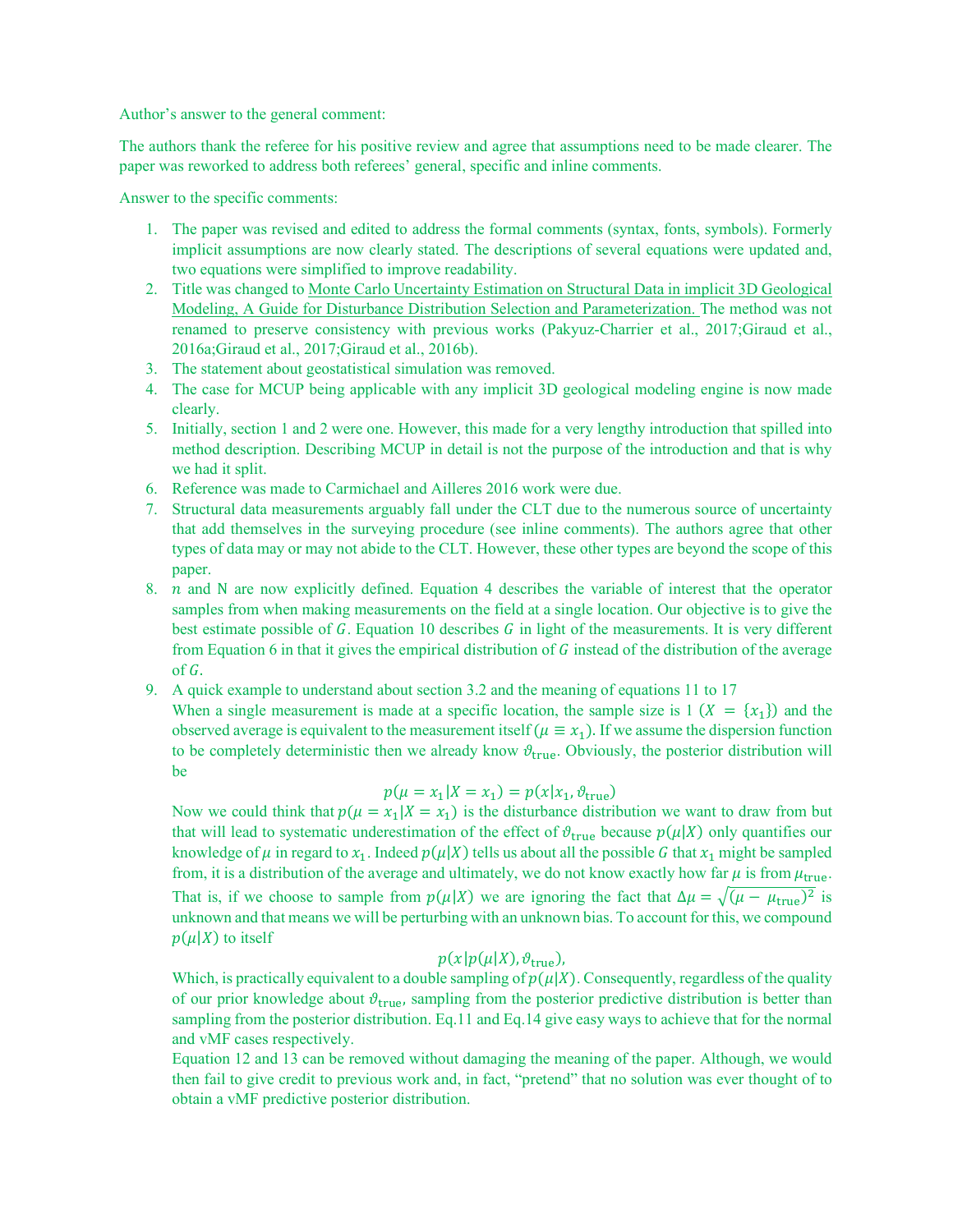Author's answer to the general comment:

The authors thank the referee for his positive review and agree that assumptions need to be made clearer. The paper was reworked to address both referees' general, specific and inline comments.

Answer to the specific comments:

1. The paper was revised and edited to address the formal comments (syntax, fonts, symbols). Formerly implicit assumptions are now clearly stated. The descriptions of several equations were updated and, two equations were simplified to improve readability.
2. Title was changed to Monte Carlo Uncertainty Estimation on Structural Data in implicit 3D Geological Modeling, A Guide for Disturbance Distribution Selection and Parameterization. The method was not renamed to preserve consistency with previous works (Pakyuz-Charrier et al., 2017;Giraud et al., 2016a;Giraud et al., 2017;Giraud et al., 2016b).
3. The statement about geostatistical simulation was removed.
4. The case for MCUP being applicable with any implicit 3D geological modeling engine is now made clearly.
5. Initially, section 1 and 2 were one. However, this made for a very lengthy introduction that spilled into method description. Describing MCUP in detail is not the purpose of the introduction and that is why we had it split.
6. Reference was made to Carmichael and Ailleres 2016 work were due.
7. Structural data measurements arguably fall under the CLT due to the numerous source of uncertainty that add themselves in the surveying procedure (see inline comments). The authors agree that other types of data may or may not abide to the CLT. However, these other types are beyond the scope of this paper.
8. $n$ and N are now explicitly defined. Equation 4 describes the variable of interest that the operator samples from when making measurements on the field at a single location. Our objective is to give the best estimate possible of $G$. Equation 10 describes $G$ in light of the measurements. It is very different from Equation 6 in that it gives the empirical distribution of $G$ instead of the distribution of the average of $G$.
9. A quick example to understand about section 3.2 and the meaning of equations 11 to 17
   When a single measurement is made at a specific location, the sample size is 1 ($X = \{x_1\}$) and the observed average is equivalent to the measurement itself ($\mu \equiv x_1$). If we assume the dispersion function to be completely deterministic then we already know $\vartheta_{\text{true}}$. Obviously, the posterior distribution will be
   $$p(\mu = x_1 | X = x_1) = p(x | x_1, \vartheta_{\text{true}})$$
   Now we could think that $p(\mu = x_1 | X = x_1)$ is the disturbance distribution we want to draw from but that will lead to systematic underestimation of the effect of $\vartheta_{\text{true}}$ because $p(\mu|X)$ only quantifies our knowledge of $\mu$ in regard to $x_1$. Indeed $p(\mu|X)$ tells us about all the possible $G$ that $x_1$ might be sampled from, it is a distribution of the average and ultimately, we do not know exactly how far $\mu$ is from $\mu_{\text{true}}$. That is, if we choose to sample from $p(\mu|X)$ we are ignoring the fact that $\Delta\mu = \sqrt{(\mu - \mu_{\text{true}})^2}$ is unknown and that means we will be perturbing with an unknown bias. To account for this, we compound $p(\mu|X)$ to itself
   $$p(x | p(\mu|X), \vartheta_{\text{true}}),$$
   Which, is practically equivalent to a double sampling of $p(\mu|X)$. Consequently, regardless of the quality of our prior knowledge about $\vartheta_{\text{true}}$, sampling from the posterior predictive distribution is better than sampling from the posterior distribution. Eq.11 and Eq.14 give easy ways to achieve that for the normal and vMF cases respectively.
   Equation 12 and 13 can be removed without damaging the meaning of the paper. Although, we would then fail to give credit to previous work and, in fact, "pretend" that no solution was ever thought of to obtain a vMF predictive posterior distribution.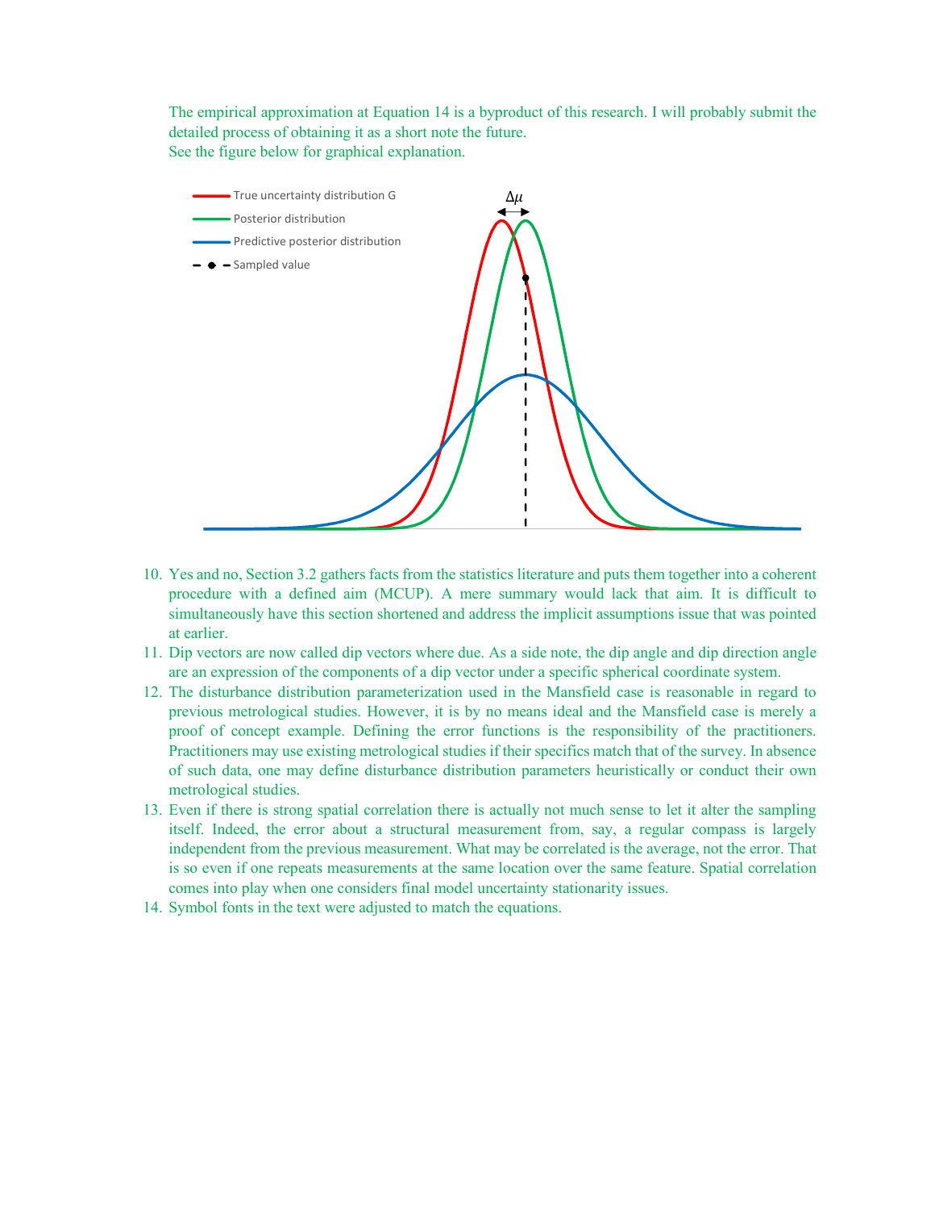The empirical approximation at Equation 14 is a byproduct of this research. I will probably submit the detailed process of obtaining it as a short note the future.
See the figure below for graphical explanation.

10. Yes and no, Section 3.2 gathers facts from the statistics literature and puts them together into a coherent procedure with a defined aim (MCUP). A mere summary would lack that aim. It is difficult to simultaneously have this section shortened and address the implicit assumptions issue that was pointed at earlier.
11. Dip vectors are now called dip vectors where due. As a side note, the dip angle and dip direction angle are an expression of the components of a dip vector under a specific spherical coordinate system.
12. The disturbance distribution parameterization used in the Mansfield case is reasonable in regard to previous metrological studies. However, it is by no means ideal and the Mansfield case is merely a proof of concept example. Defining the error functions is the responsibility of the practitioners. Practitioners may use existing metrological studies if their specifics match that of the survey. In absence of such data, one may define disturbance distribution parameters heuristically or conduct their own metrological studies.
13. Even if there is strong spatial correlation there is actually not much sense to let it alter the sampling itself. Indeed, the error about a structural measurement from, say, a regular compass is largely independent from the previous measurement. What may be correlated is the average, not the error. That is so even if one repeats measurements at the same location over the same feature. Spatial correlation comes into play when one considers final model uncertainty stationarity issues.
14. Symbol fonts in the text were adjusted to match the equations.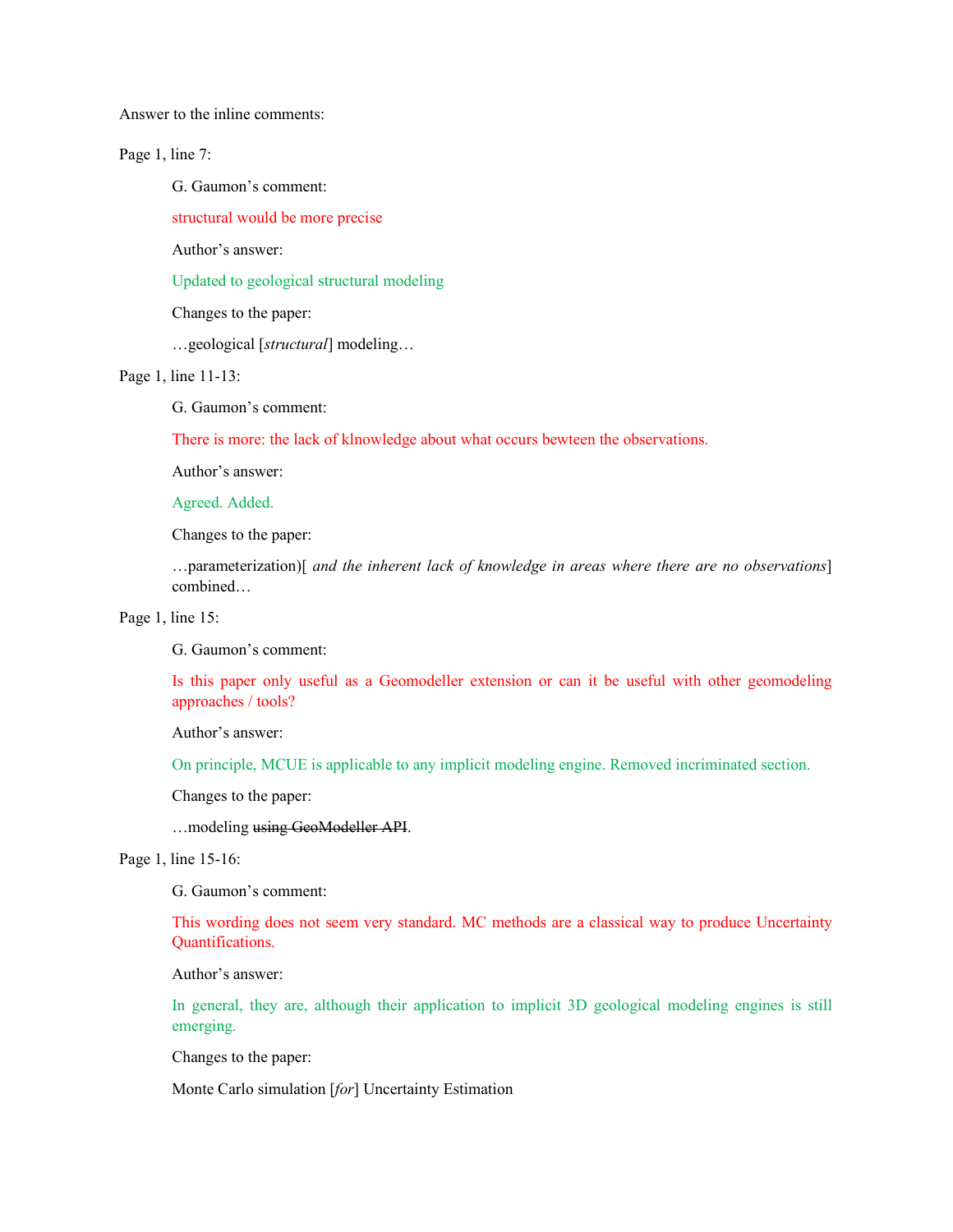Answer to the inline comments:

Page 1, line 7:

G. Gaumon's comment:

structural would be more precise

Author's answer:

Updated to geological structural modeling

Changes to the paper:

…geological [*structural*] modeling…

Page 1, line 11-13:

G. Gaumon's comment:

There is more: the lack of klnowledge about what occurs bewteen the observations.

Author's answer:

Agreed. Added.

Changes to the paper:

…parameterization)[ *and the inherent lack of knowledge in areas where there are no observations*] combined…

Page 1, line 15:

G. Gaumon's comment:

Is this paper only useful as a Geomodeller extension or can it be useful with other geomodeling approaches / tools?

Author's answer:

On principle, MCUE is applicable to any implicit modeling engine. Removed incriminated section.

Changes to the paper:

…modeling ~~using GeoModeller API~~.

Page 1, line 15-16:

G. Gaumon's comment:

This wording does not seem very standard. MC methods are a classical way to produce Uncertainty Quantifications.

Author's answer:

In general, they are, although their application to implicit 3D geological modeling engines is still emerging.

Changes to the paper:

Monte Carlo simulation [*for*] Uncertainty Estimation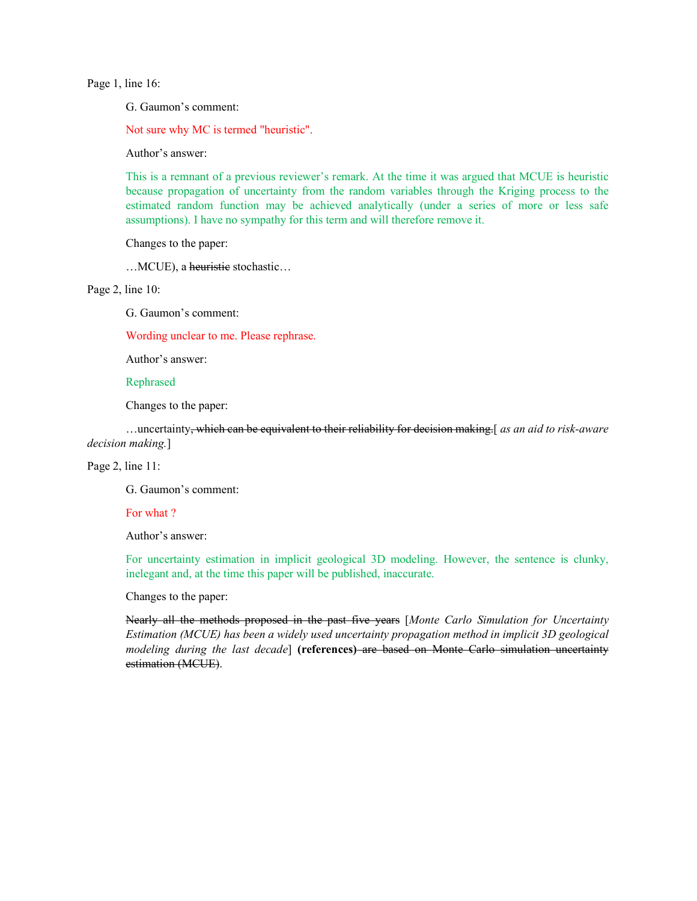Page 1, line 16:

G. Gaumon's comment:

Not sure why MC is termed "heuristic".

Author's answer:

This is a remnant of a previous reviewer's remark. At the time it was argued that MCUE is heuristic because propagation of uncertainty from the random variables through the Kriging process to the estimated random function may be achieved analytically (under a series of more or less safe assumptions). I have no sympathy for this term and will therefore remove it.

Changes to the paper:

…MCUE), a ~~heuristic~~ stochastic…

Page 2, line 10:

G. Gaumon's comment:

Wording unclear to me. Please rephrase.

Author's answer:

Rephrased

Changes to the paper:

…uncertainty~~, which can be equivalent to their reliability for decision making.~~[ *as an aid to risk-aware decision making.*]

Page 2, line 11:

G. Gaumon's comment:

For what ?

Author's answer:

For uncertainty estimation in implicit geological 3D modeling. However, the sentence is clunky, inelegant and, at the time this paper will be published, inaccurate.

Changes to the paper:

~~Nearly all the methods proposed in the past five years~~ [*Monte Carlo Simulation for Uncertainty Estimation (MCUE) has been a widely used uncertainty propagation method in implicit 3D geological modeling during the last decade*] **(references)** ~~are based on Monte Carlo simulation uncertainty estimation (MCUE)~~.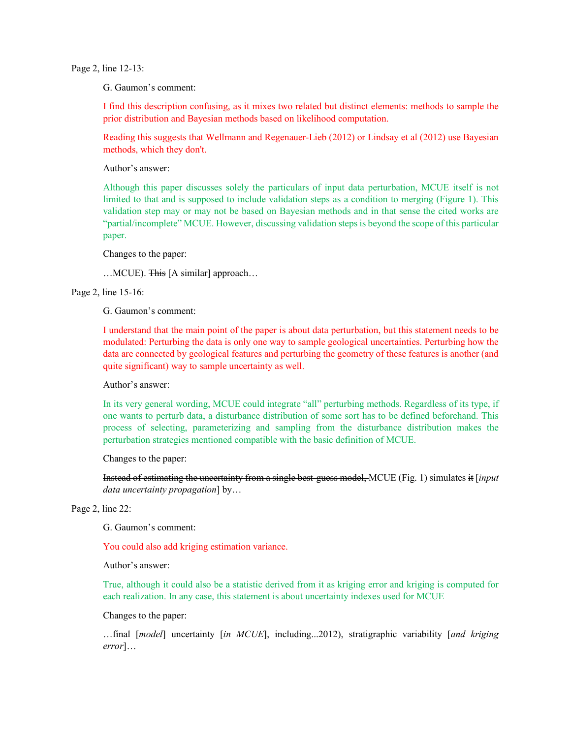Page 2, line 12-13:

> G. Gaumon's comment:
>
> I find this description confusing, as it mixes two related but distinct elements: methods to sample the prior distribution and Bayesian methods based on likelihood computation.
>
> Reading this suggests that Wellmann and Regenauer-Lieb (2012) or Lindsay et al (2012) use Bayesian methods, which they don't.
>
> Author's answer:
>
> Although this paper discusses solely the particulars of input data perturbation, MCUE itself is not limited to that and is supposed to include validation steps as a condition to merging (Figure 1). This validation step may or may not be based on Bayesian methods and in that sense the cited works are "partial/incomplete" MCUE. However, discussing validation steps is beyond the scope of this particular paper.
>
> Changes to the paper:
>
> …MCUE). ~~This~~ [A similar] approach…

Page 2, line 15-16:

> G. Gaumon's comment:
>
> I understand that the main point of the paper is about data perturbation, but this statement needs to be modulated: Perturbing the data is only one way to sample geological uncertainties. Perturbing how the data are connected by geological features and perturbing the geometry of these features is another (and quite significant) way to sample uncertainty as well.
>
> Author's answer:
>
> In its very general wording, MCUE could integrate "all" perturbing methods. Regardless of its type, if one wants to perturb data, a disturbance distribution of some sort has to be defined beforehand. This process of selecting, parameterizing and sampling from the disturbance distribution makes the perturbation strategies mentioned compatible with the basic definition of MCUE.
>
> Changes to the paper:
>
> ~~Instead of estimating the uncertainty from a single best-guess model,~~ MCUE (Fig. 1) simulates ~~it~~ [*input data uncertainty propagation*] by…

Page 2, line 22:

> G. Gaumon's comment:
>
> You could also add kriging estimation variance.
>
> Author's answer:
>
> True, although it could also be a statistic derived from it as kriging error and kriging is computed for each realization. In any case, this statement is about uncertainty indexes used for MCUE
>
> Changes to the paper:
>
> …final [*model*] uncertainty [*in MCUE*], including...2012), stratigraphic variability [*and kriging error*]…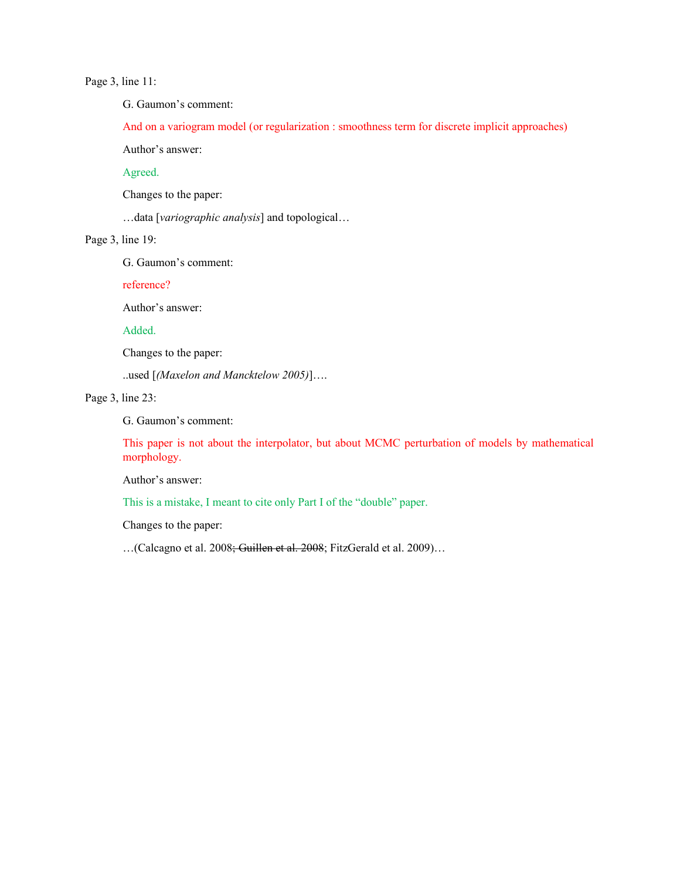Page 3, line 11:

> G. Gaumon's comment:
>
> And on a variogram model (or regularization : smoothness term for discrete implicit approaches)
>
> Author's answer:
>
> Agreed.
>
> Changes to the paper:
>
> …data [*variographic analysis*] and topological…

Page 3, line 19:

> G. Gaumon's comment:
>
> reference?
>
> Author's answer:
>
> Added.
>
> Changes to the paper:
>
> ..used [*(Maxelon and Mancktelow 2005)*]….

Page 3, line 23:

> G. Gaumon's comment:
>
> This paper is not about the interpolator, but about MCMC perturbation of models by mathematical morphology.
>
> Author's answer:
>
> This is a mistake, I meant to cite only Part I of the "double" paper.
>
> Changes to the paper:
>
> …(Calcagno et al. 2008~~; Guillen et al. 2008~~; FitzGerald et al. 2009)…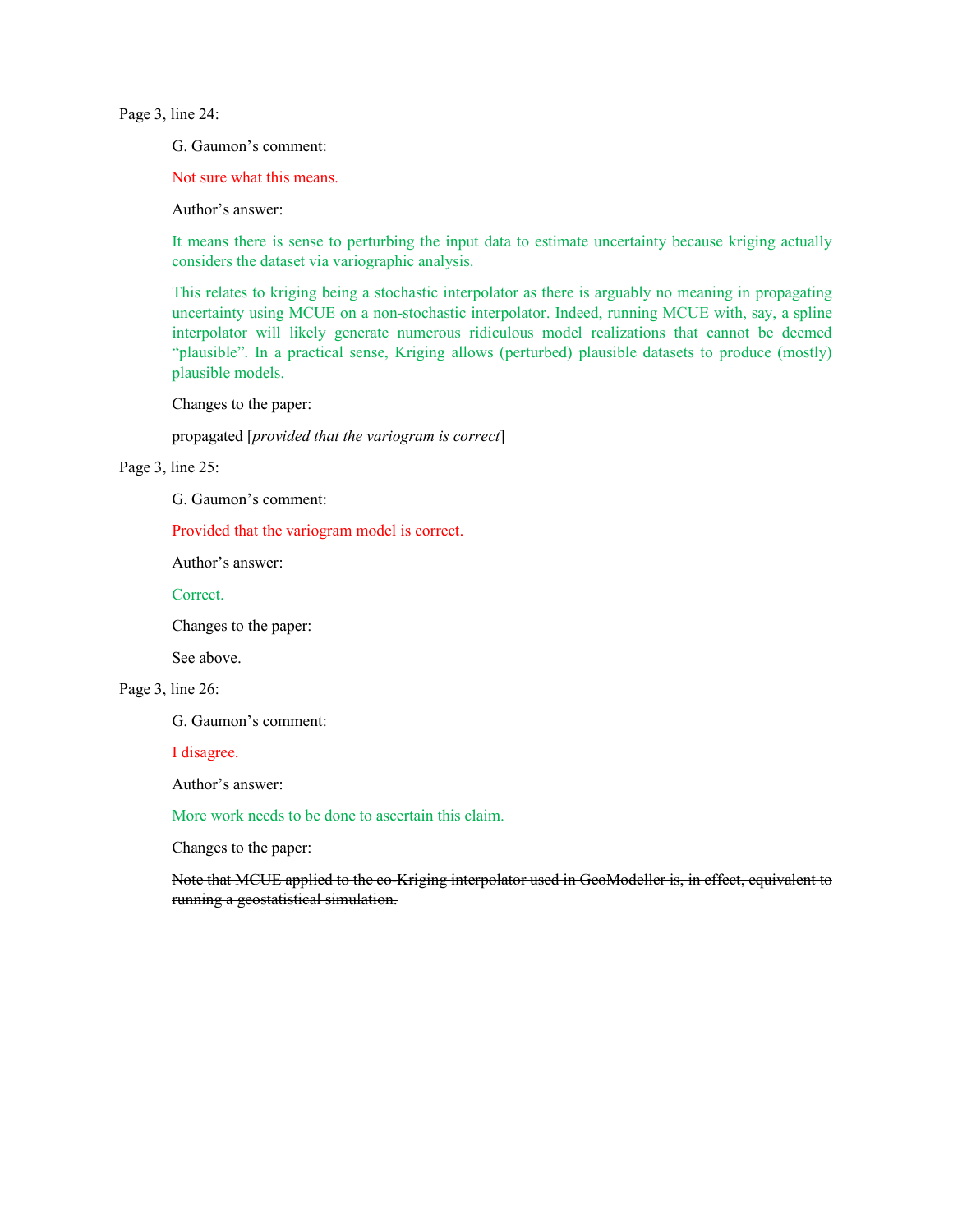Page 3, line 24:

G. Gaumon's comment:

Not sure what this means.

Author's answer:

It means there is sense to perturbing the input data to estimate uncertainty because kriging actually considers the dataset via variographic analysis.

This relates to kriging being a stochastic interpolator as there is arguably no meaning in propagating uncertainty using MCUE on a non-stochastic interpolator. Indeed, running MCUE with, say, a spline interpolator will likely generate numerous ridiculous model realizations that cannot be deemed "plausible". In a practical sense, Kriging allows (perturbed) plausible datasets to produce (mostly) plausible models.

Changes to the paper:

propagated [*provided that the variogram is correct*]

Page 3, line 25:

G. Gaumon's comment:

Provided that the variogram model is correct.

Author's answer:

Correct.

Changes to the paper:

See above.

Page 3, line 26:

G. Gaumon's comment:

I disagree.

Author's answer:

More work needs to be done to ascertain this claim.

Changes to the paper:

~~Note that MCUE applied to the co-Kriging interpolator used in GeoModeller is, in effect, equivalent to running a geostatistical simulation.~~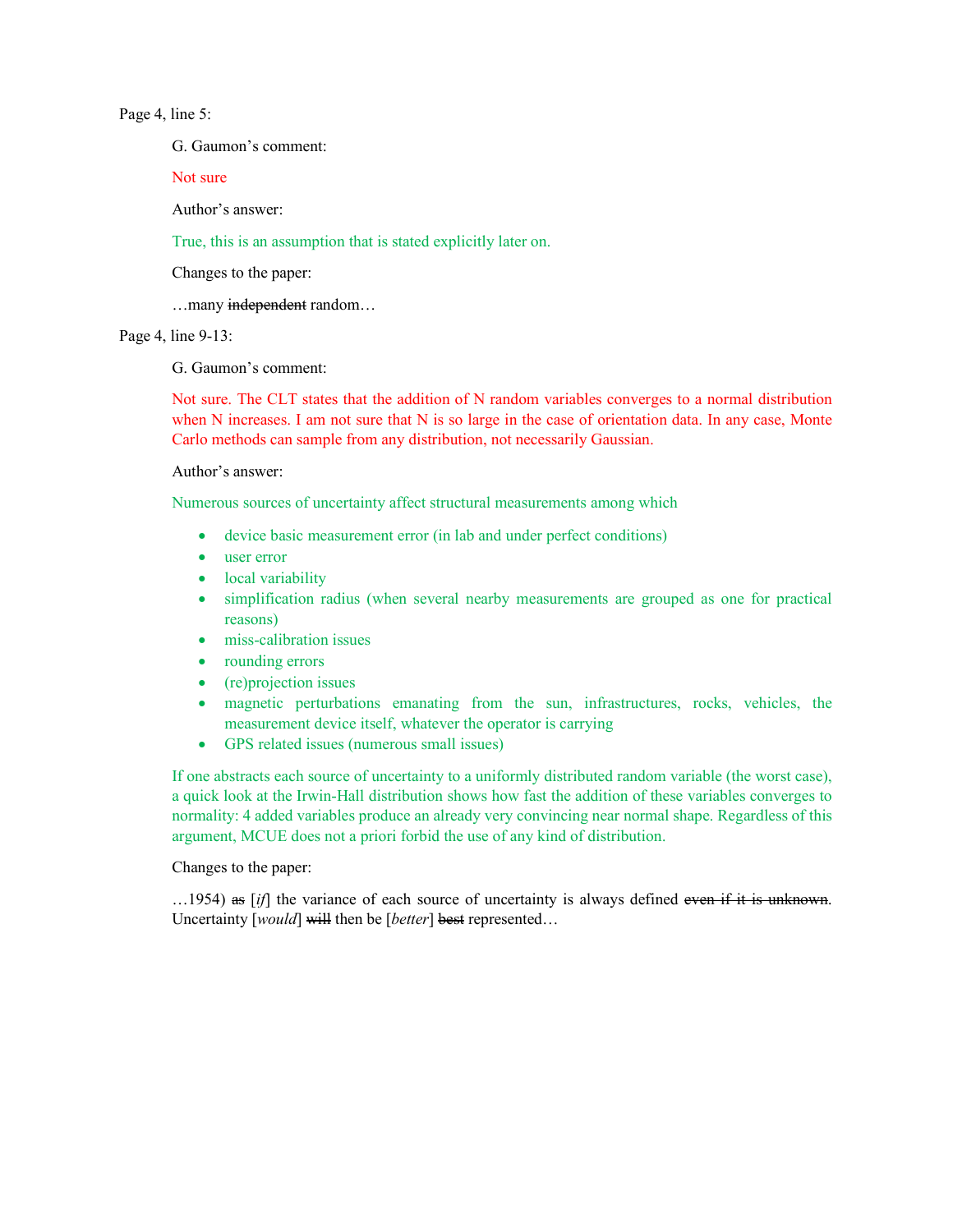Page 4, line 5:

G. Gaumon's comment:

Not sure

Author's answer:

True, this is an assumption that is stated explicitly later on.

Changes to the paper:

…many ~~independent~~ random…

Page 4, line 9-13:

G. Gaumon's comment:

Not sure. The CLT states that the addition of N random variables converges to a normal distribution when N increases. I am not sure that N is so large in the case of orientation data. In any case, Monte Carlo methods can sample from any distribution, not necessarily Gaussian.

Author's answer:

Numerous sources of uncertainty affect structural measurements among which

- device basic measurement error (in lab and under perfect conditions)
- user error
- local variability
- simplification radius (when several nearby measurements are grouped as one for practical reasons)
- miss-calibration issues
- rounding errors
- (re)projection issues
- magnetic perturbations emanating from the sun, infrastructures, rocks, vehicles, the measurement device itself, whatever the operator is carrying
- GPS related issues (numerous small issues)

If one abstracts each source of uncertainty to a uniformly distributed random variable (the worst case), a quick look at the Irwin-Hall distribution shows how fast the addition of these variables converges to normality: 4 added variables produce an already very convincing near normal shape. Regardless of this argument, MCUE does not a priori forbid the use of any kind of distribution.

Changes to the paper:

…1954) ~~as~~ [*if*] the variance of each source of uncertainty is always defined ~~even if it is unknown~~. Uncertainty [*would*] ~~will~~ then be [*better*] ~~best~~ represented…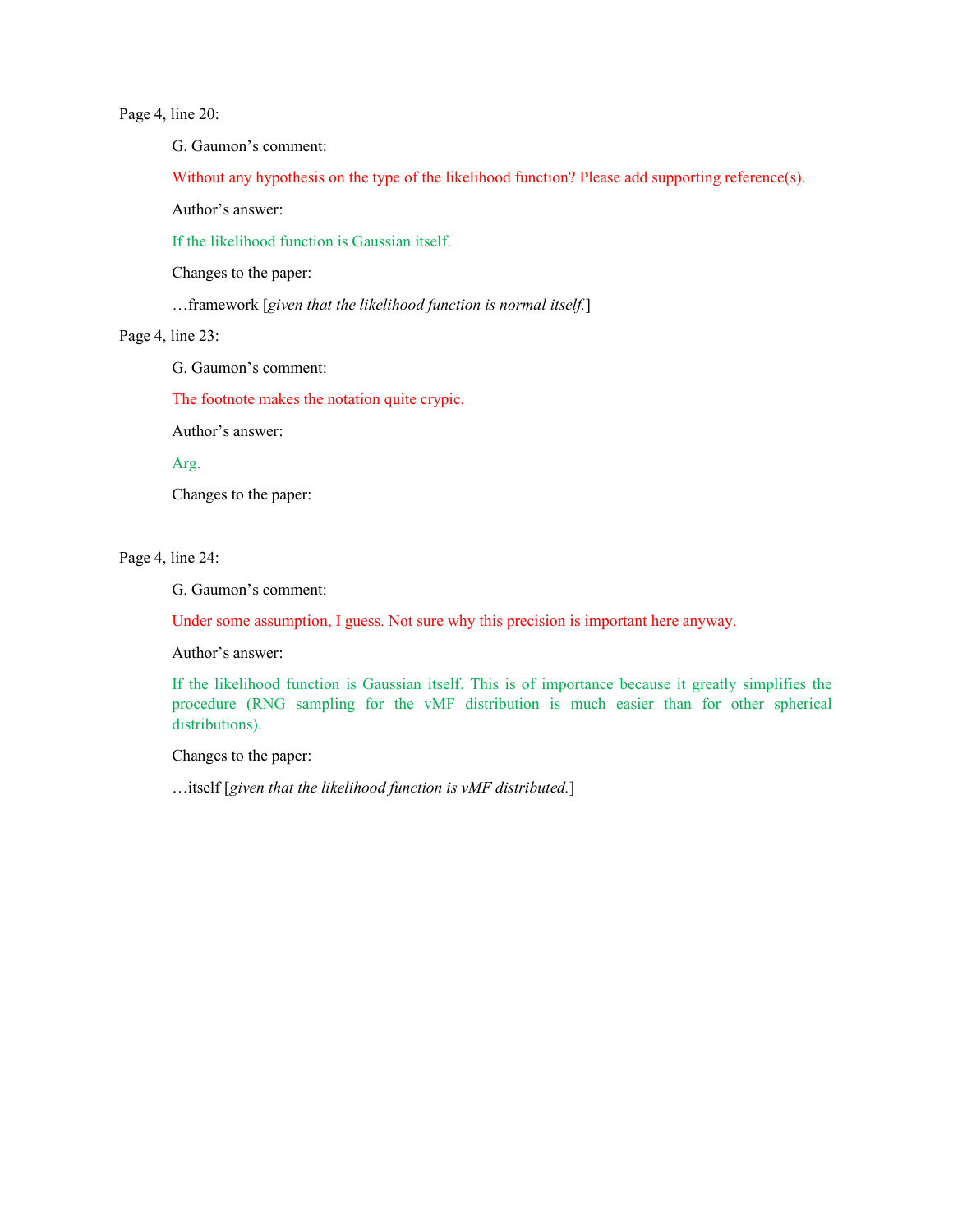Page 4, line 20:

G. Gaumon's comment:

Without any hypothesis on the type of the likelihood function? Please add supporting reference(s).

Author's answer:

If the likelihood function is Gaussian itself.

Changes to the paper:

…framework [*given that the likelihood function is normal itself.*]

Page 4, line 23:

G. Gaumon's comment:

The footnote makes the notation quite crypic.

Author's answer:

Arg.

Changes to the paper:

Page 4, line 24:

G. Gaumon's comment:

Under some assumption, I guess. Not sure why this precision is important here anyway.

Author's answer:

If the likelihood function is Gaussian itself. This is of importance because it greatly simplifies the procedure (RNG sampling for the vMF distribution is much easier than for other spherical distributions).

Changes to the paper:

…itself [*given that the likelihood function is vMF distributed.*]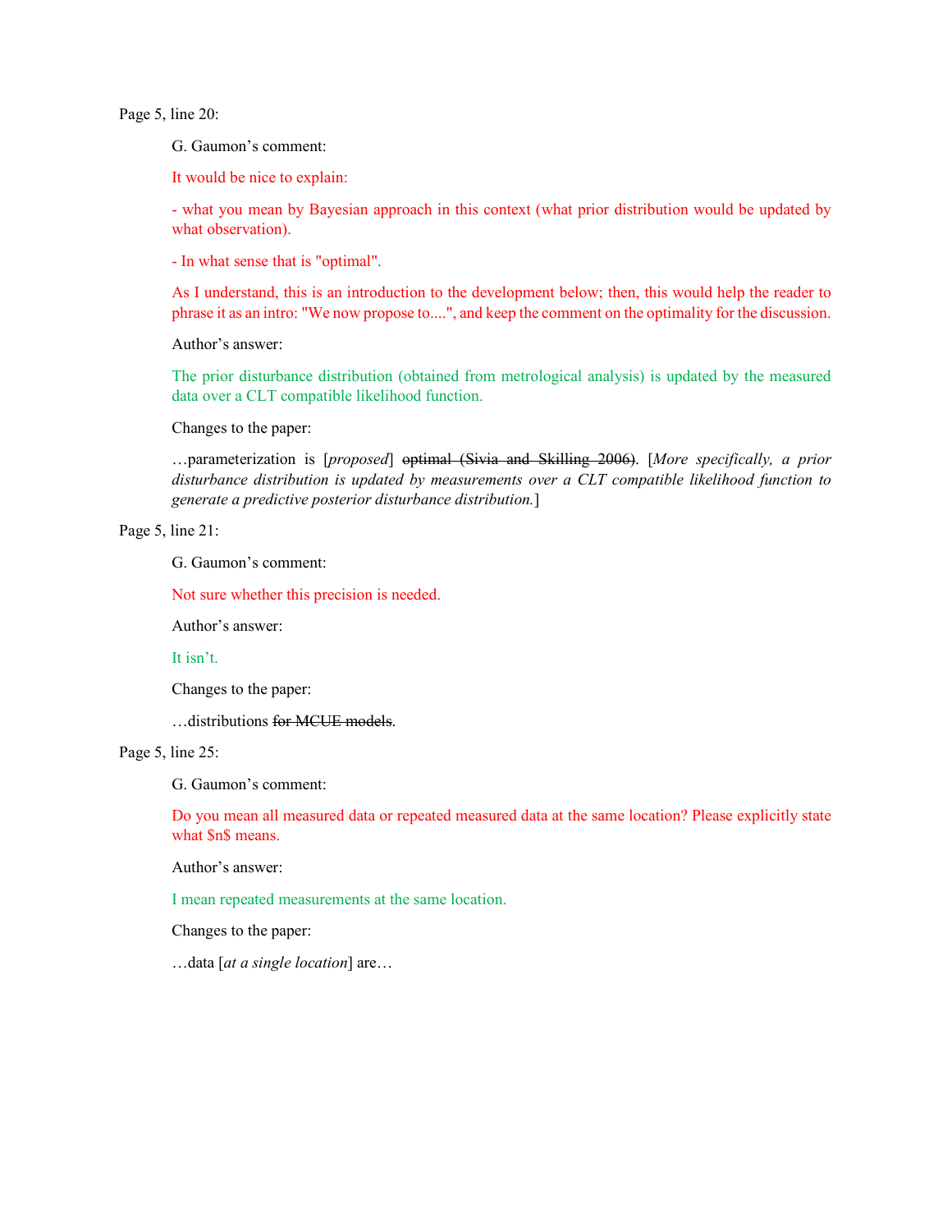Page 5, line 20:

G. Gaumon's comment:

It would be nice to explain:

- what you mean by Bayesian approach in this context (what prior distribution would be updated by what observation).

- In what sense that is "optimal".

As I understand, this is an introduction to the development below; then, this would help the reader to phrase it as an intro: "We now propose to....", and keep the comment on the optimality for the discussion.

Author's answer:

The prior disturbance distribution (obtained from metrological analysis) is updated by the measured data over a CLT compatible likelihood function.

Changes to the paper:

…parameterization is [*proposed*] ~~optimal (Sivia and Skilling 2006)~~. [*More specifically, a prior disturbance distribution is updated by measurements over a CLT compatible likelihood function to generate a predictive posterior disturbance distribution.*]

Page 5, line 21:

G. Gaumon's comment:

Not sure whether this precision is needed.

Author's answer:

It isn't.

Changes to the paper:

…distributions ~~for MCUE models~~.

Page 5, line 25:

G. Gaumon's comment:

Do you mean all measured data or repeated measured data at the same location? Please explicitly state what $n$ means.

Author's answer:

I mean repeated measurements at the same location.

Changes to the paper:

…data [*at a single location*] are…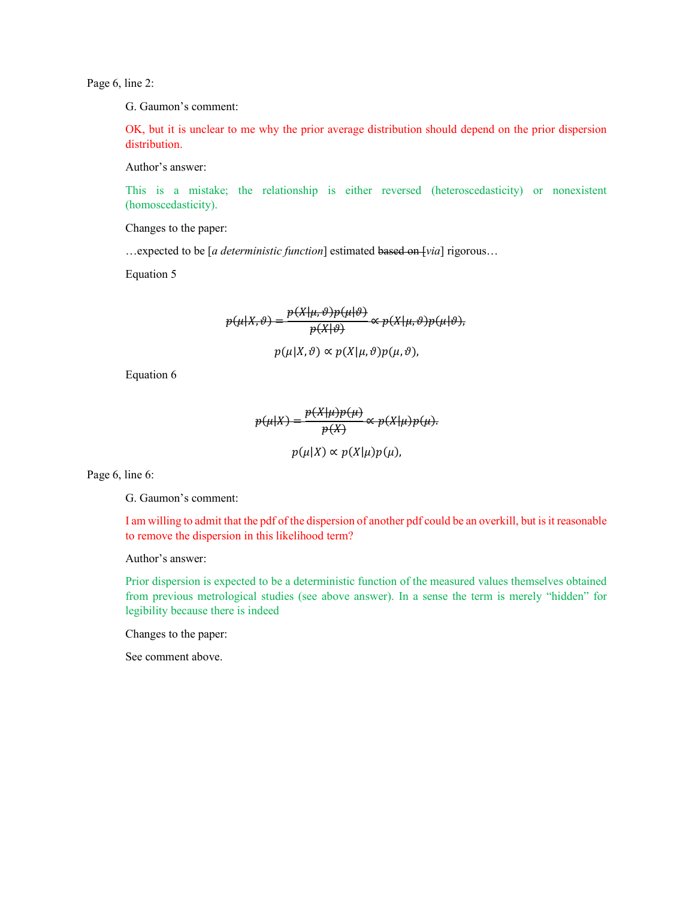Page 6, line 2:

G. Gaumon's comment:

OK, but it is unclear to me why the prior average distribution should depend on the prior dispersion distribution.

Author's answer:

This is a mistake; the relationship is either reversed (heteroscedasticity) or nonexistent (homoscedasticity).

Changes to the paper:

…expected to be [*a deterministic function*] estimated ~~based on~~ [*via*] rigorous…

Equation 5

$$\sout{p(\mu|X,\vartheta) = \frac{p(X|\mu,\vartheta)p(\mu|\vartheta)}{p(X|\vartheta)} \propto p(X|\mu,\vartheta)p(\mu|\vartheta),}$$

$$p(\mu|X,\vartheta) \propto p(X|\mu,\vartheta)p(\mu,\vartheta),$$

Equation 6

$$\sout{p(\mu|X) = \frac{p(X|\mu)p(\mu)}{p(X)} \propto p(X|\mu)p(\mu).}$$

$$p(\mu|X) \propto p(X|\mu)p(\mu),$$

Page 6, line 6:

G. Gaumon's comment:

I am willing to admit that the pdf of the dispersion of another pdf could be an overkill, but is it reasonable to remove the dispersion in this likelihood term?

Author's answer:

Prior dispersion is expected to be a deterministic function of the measured values themselves obtained from previous metrological studies (see above answer). In a sense the term is merely "hidden" for legibility because there is indeed

Changes to the paper:

See comment above.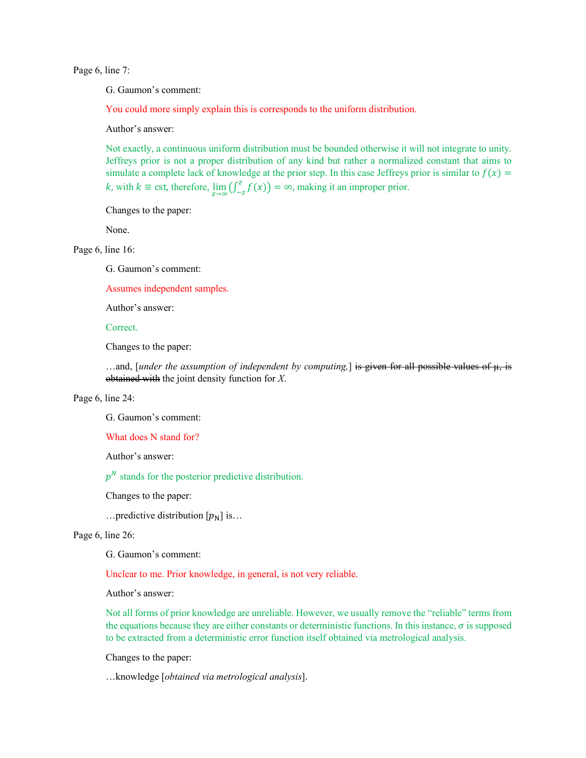Page 6, line 7:

G. Gaumon's comment:

You could more simply explain this is corresponds to the uniform distribution.

Author's answer:

Not exactly, a continuous uniform distribution must be bounded otherwise it will not integrate to unity. Jeffreys prior is not a proper distribution of any kind but rather a normalized constant that aims to simulate a complete lack of knowledge at the prior step. In this case Jeffreys prior is similar to $f(x) = k$, with $k \equiv \text{cst}$, therefore, $\lim_{z\to\infty}\left(\int_{-z}^{z} f(x)\right) = \infty$, making it an improper prior.

Changes to the paper:

None.

Page 6, line 16:

G. Gaumon's comment:

Assumes independent samples.

Author's answer:

Correct.

Changes to the paper:

…and, [*under the assumption of independent by computing,*] ~~is given for all possible values of μ, is obtained with~~ the joint density function for *X*.

Page 6, line 24:

G. Gaumon's comment:

What does N stand for?

Author's answer:

$p^N$ stands for the posterior predictive distribution.

Changes to the paper:

…predictive distribution [$p_{\mathrm{N}}$] is…

Page 6, line 26:

G. Gaumon's comment:

Unclear to me. Prior knowledge, in general, is not very reliable.

Author's answer:

Not all forms of prior knowledge are unreliable. However, we usually remove the "reliable" terms from the equations because they are either constants or deterministic functions. In this instance, $\sigma$ is supposed to be extracted from a deterministic error function itself obtained via metrological analysis.

Changes to the paper:

…knowledge [*obtained via metrological analysis*].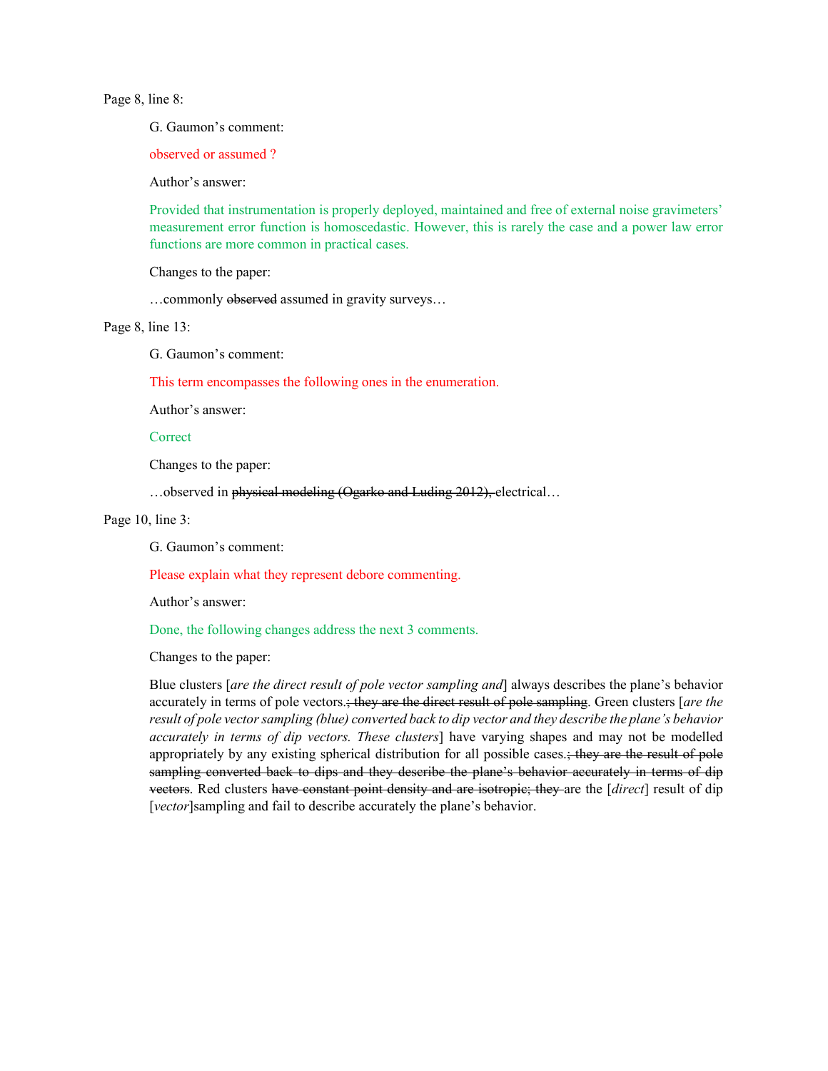Page 8, line 8:

G. Gaumon's comment:

observed or assumed ?

Author's answer:

Provided that instrumentation is properly deployed, maintained and free of external noise gravimeters' measurement error function is homoscedastic. However, this is rarely the case and a power law error functions are more common in practical cases.

Changes to the paper:

…commonly ~~observed~~ assumed in gravity surveys…

Page 8, line 13:

G. Gaumon's comment:

This term encompasses the following ones in the enumeration.

Author's answer:

Correct

Changes to the paper:

…observed in ~~physical modeling (Ogarko and Luding 2012),~~ electrical…

Page 10, line 3:

G. Gaumon's comment:

Please explain what they represent debore commenting.

Author's answer:

Done, the following changes address the next 3 comments.

Changes to the paper:

Blue clusters [*are the direct result of pole vector sampling and*] always describes the plane's behavior accurately in terms of pole vectors.~~; they are the direct result of pole sampling~~. Green clusters [*are the result of pole vector sampling (blue) converted back to dip vector and they describe the plane's behavior accurately in terms of dip vectors. These clusters*] have varying shapes and may not be modelled appropriately by any existing spherical distribution for all possible cases.~~; they are the result of pole sampling converted back to dips and they describe the plane's behavior accurately in terms of dip vectors~~. Red clusters ~~have constant point density and are isotropic; they~~ are the [*direct*] result of dip [*vector*]sampling and fail to describe accurately the plane's behavior.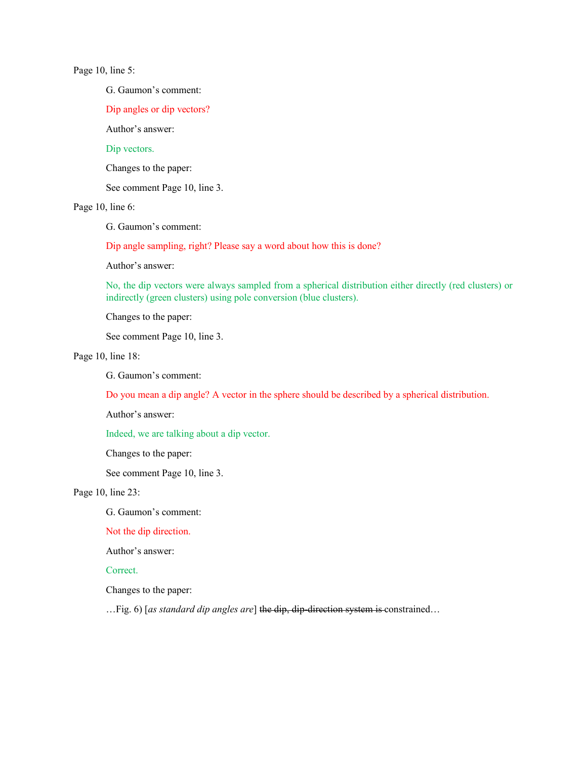Page 10, line 5:

G. Gaumon's comment:

Dip angles or dip vectors?

Author's answer:

Dip vectors.

Changes to the paper:

See comment Page 10, line 3.

Page 10, line 6:

G. Gaumon's comment:

Dip angle sampling, right? Please say a word about how this is done?

Author's answer:

No, the dip vectors were always sampled from a spherical distribution either directly (red clusters) or indirectly (green clusters) using pole conversion (blue clusters).

Changes to the paper:

See comment Page 10, line 3.

Page 10, line 18:

G. Gaumon's comment:

Do you mean a dip angle? A vector in the sphere should be described by a spherical distribution.

Author's answer:

Indeed, we are talking about a dip vector.

Changes to the paper:

See comment Page 10, line 3.

Page 10, line 23:

G. Gaumon's comment:

Not the dip direction.

Author's answer:

Correct.

Changes to the paper:

…Fig. 6) [*as standard dip angles are*] ~~the dip, dip-direction system is~~ constrained…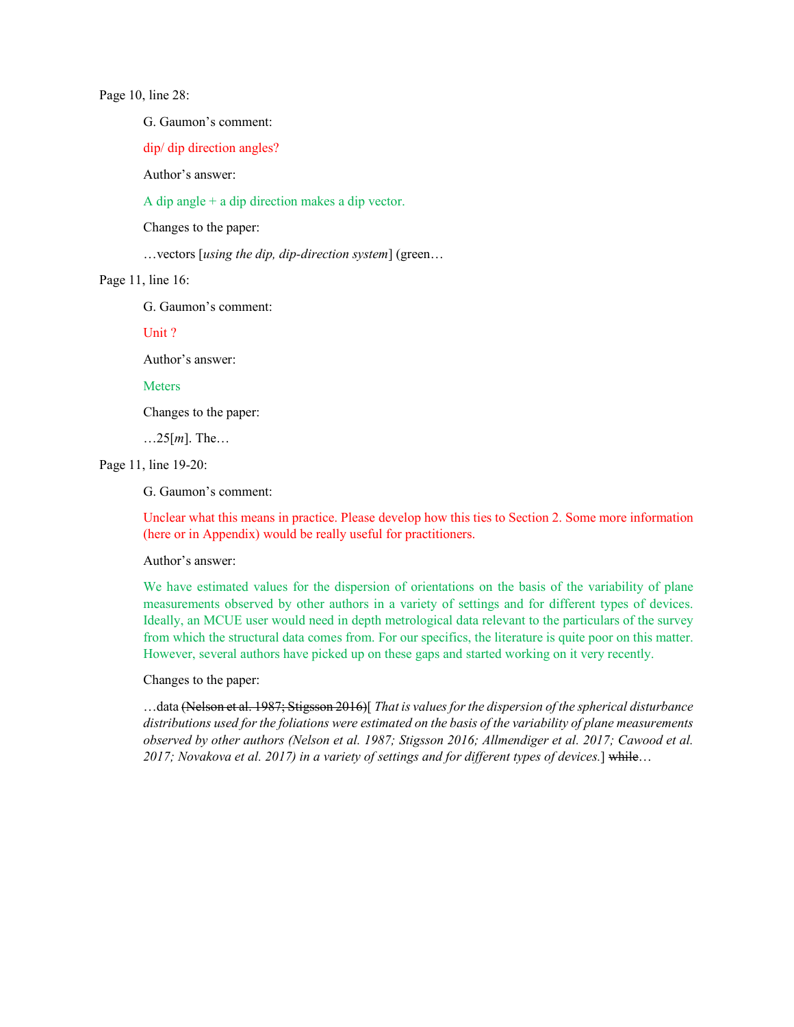Page 10, line 28:

> G. Gaumon's comment:
>
> dip/ dip direction angles?
>
> Author's answer:
>
> A dip angle + a dip direction makes a dip vector.
>
> Changes to the paper:
>
> …vectors [*using the dip, dip-direction system*] (green…

Page 11, line 16:

> G. Gaumon's comment:
>
> Unit ?
>
> Author's answer:
>
> Meters
>
> Changes to the paper:
>
> …25[*m*]. The…

Page 11, line 19-20:

> G. Gaumon's comment:
>
> Unclear what this means in practice. Please develop how this ties to Section 2. Some more information (here or in Appendix) would be really useful for practitioners.
>
> Author's answer:
>
> We have estimated values for the dispersion of orientations on the basis of the variability of plane measurements observed by other authors in a variety of settings and for different types of devices. Ideally, an MCUE user would need in depth metrological data relevant to the particulars of the survey from which the structural data comes from. For our specifics, the literature is quite poor on this matter. However, several authors have picked up on these gaps and started working on it very recently.
>
> Changes to the paper:
>
> …data ~~(Nelson et al. 1987; Stigsson 2016)~~[ *That is values for the dispersion of the spherical disturbance distributions used for the foliations were estimated on the basis of the variability of plane measurements observed by other authors (Nelson et al. 1987; Stigsson 2016; Allmendiger et al. 2017; Cawood et al. 2017; Novakova et al. 2017) in a variety of settings and for different types of devices.*] ~~while~~…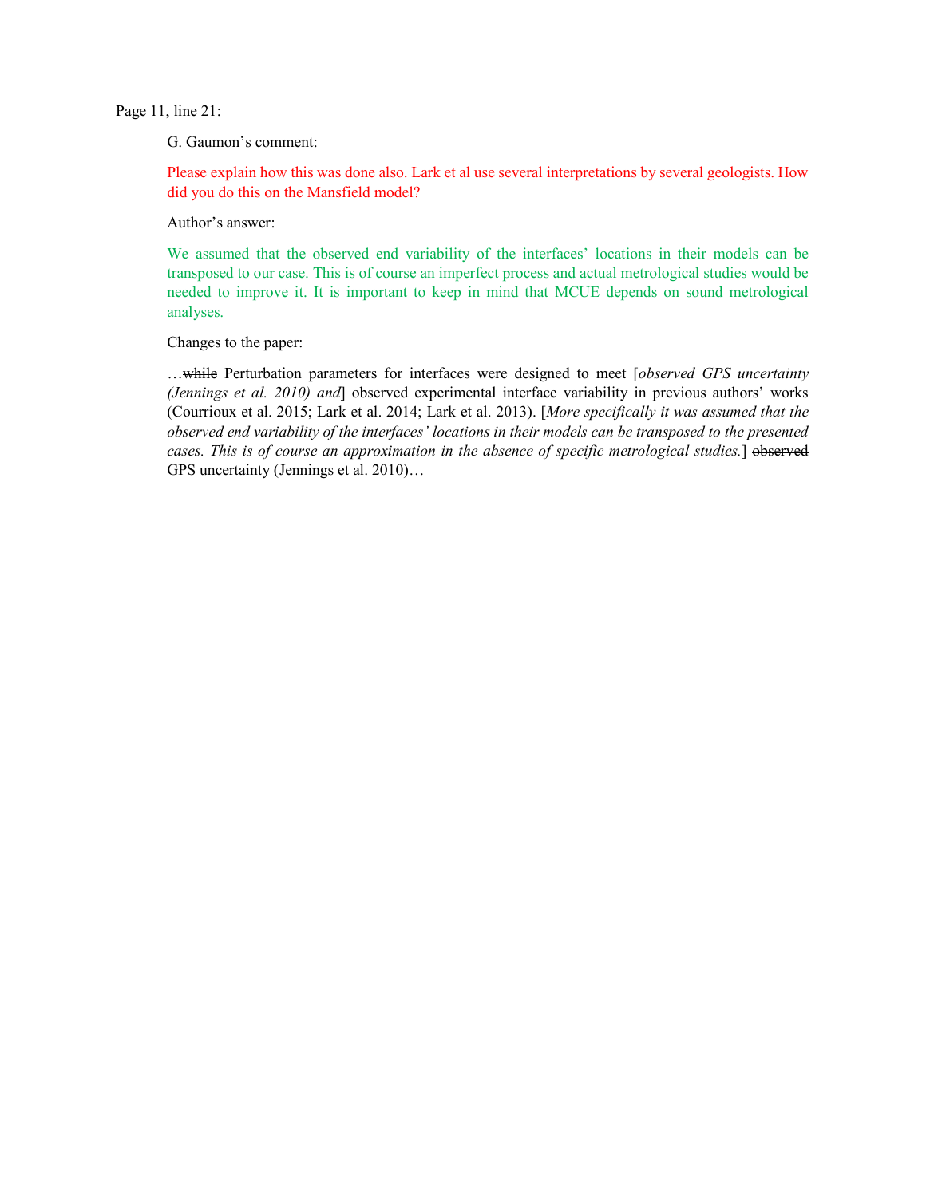Page 11, line 21:

G. Gaumon's comment:

Please explain how this was done also. Lark et al use several interpretations by several geologists. How did you do this on the Mansfield model?

Author's answer:

We assumed that the observed end variability of the interfaces' locations in their models can be transposed to our case. This is of course an imperfect process and actual metrological studies would be needed to improve it. It is important to keep in mind that MCUE depends on sound metrological analyses.

Changes to the paper:

…~~while~~ Perturbation parameters for interfaces were designed to meet [*observed GPS uncertainty (Jennings et al. 2010) and*] observed experimental interface variability in previous authors' works (Courrioux et al. 2015; Lark et al. 2014; Lark et al. 2013). [*More specifically it was assumed that the observed end variability of the interfaces' locations in their models can be transposed to the presented cases. This is of course an approximation in the absence of specific metrological studies.*] ~~observed GPS uncertainty (Jennings et al. 2010)~~…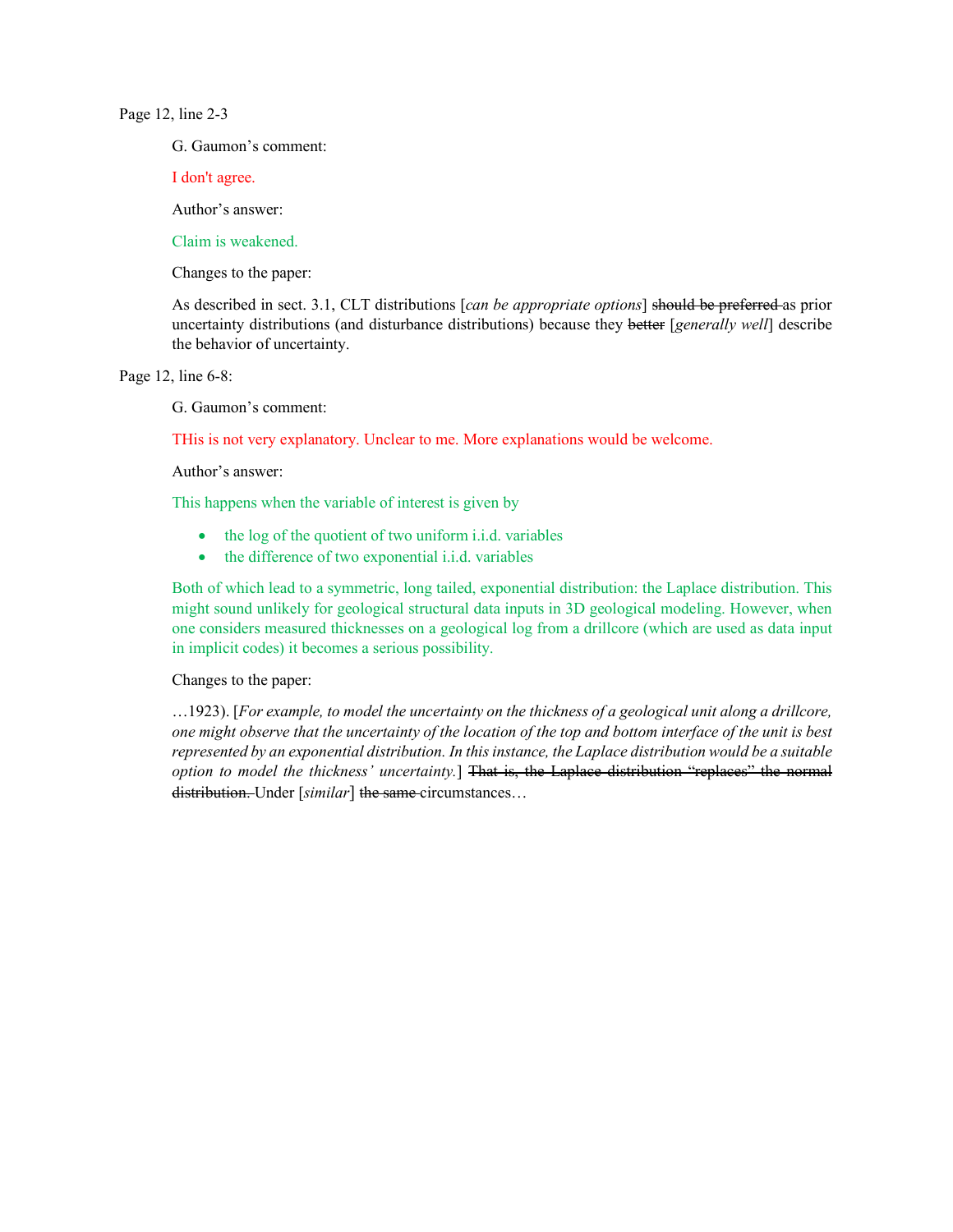Page 12, line 2-3

G. Gaumon's comment:

I don't agree.

Author's answer:

Claim is weakened.

Changes to the paper:

As described in sect. 3.1, CLT distributions [*can be appropriate options*] ~~should be preferred~~ as prior uncertainty distributions (and disturbance distributions) because they ~~better~~ [*generally well*] describe the behavior of uncertainty.

Page 12, line 6-8:

G. Gaumon's comment:

THis is not very explanatory. Unclear to me. More explanations would be welcome.

Author's answer:

This happens when the variable of interest is given by

- the log of the quotient of two uniform i.i.d. variables
- the difference of two exponential i.i.d. variables

Both of which lead to a symmetric, long tailed, exponential distribution: the Laplace distribution. This might sound unlikely for geological structural data inputs in 3D geological modeling. However, when one considers measured thicknesses on a geological log from a drillcore (which are used as data input in implicit codes) it becomes a serious possibility.

Changes to the paper:

…1923). [*For example, to model the uncertainty on the thickness of a geological unit along a drillcore, one might observe that the uncertainty of the location of the top and bottom interface of the unit is best represented by an exponential distribution. In this instance, the Laplace distribution would be a suitable option to model the thickness' uncertainty.*] ~~That is, the Laplace distribution "replaces" the normal distribution.~~ Under [*similar*] ~~the same~~ circumstances…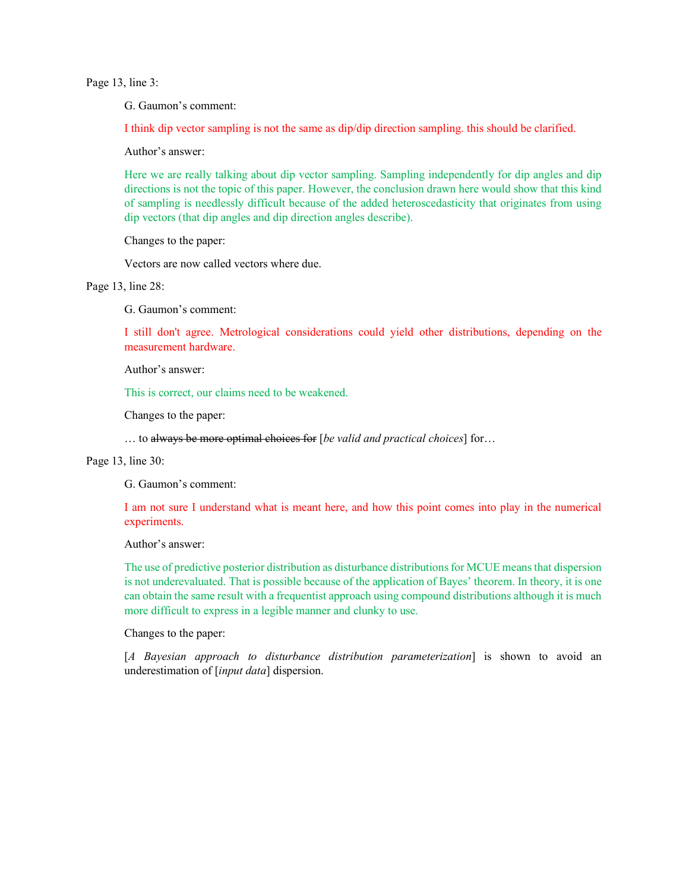Page 13, line 3:

G. Gaumon's comment:

I think dip vector sampling is not the same as dip/dip direction sampling. this should be clarified.

Author's answer:

Here we are really talking about dip vector sampling. Sampling independently for dip angles and dip directions is not the topic of this paper. However, the conclusion drawn here would show that this kind of sampling is needlessly difficult because of the added heteroscedasticity that originates from using dip vectors (that dip angles and dip direction angles describe).

Changes to the paper:

Vectors are now called vectors where due.

Page 13, line 28:

G. Gaumon's comment:

I still don't agree. Metrological considerations could yield other distributions, depending on the measurement hardware.

Author's answer:

This is correct, our claims need to be weakened.

Changes to the paper:

… to ~~always be more optimal choices for~~ [*be valid and practical choices*] for…

Page 13, line 30:

G. Gaumon's comment:

I am not sure I understand what is meant here, and how this point comes into play in the numerical experiments.

Author's answer:

The use of predictive posterior distribution as disturbance distributions for MCUE means that dispersion is not underevaluated. That is possible because of the application of Bayes' theorem. In theory, it is one can obtain the same result with a frequentist approach using compound distributions although it is much more difficult to express in a legible manner and clunky to use.

Changes to the paper:

[*A Bayesian approach to disturbance distribution parameterization*] is shown to avoid an underestimation of [*input data*] dispersion.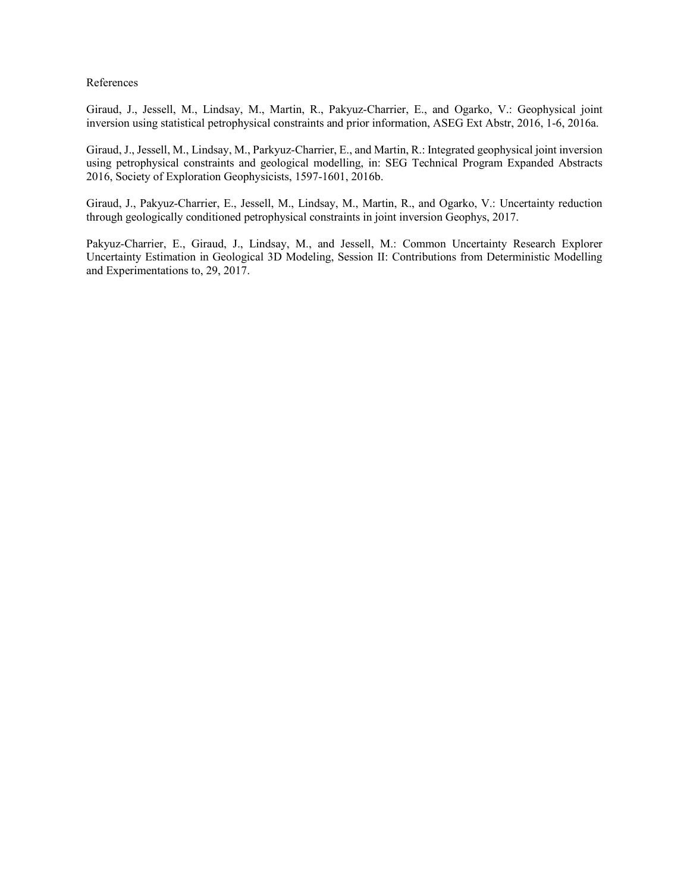References

Giraud, J., Jessell, M., Lindsay, M., Martin, R., Pakyuz-Charrier, E., and Ogarko, V.: Geophysical joint inversion using statistical petrophysical constraints and prior information, ASEG Ext Abstr, 2016, 1-6, 2016a.

Giraud, J., Jessell, M., Lindsay, M., Parkyuz-Charrier, E., and Martin, R.: Integrated geophysical joint inversion using petrophysical constraints and geological modelling, in: SEG Technical Program Expanded Abstracts 2016, Society of Exploration Geophysicists, 1597-1601, 2016b.

Giraud, J., Pakyuz-Charrier, E., Jessell, M., Lindsay, M., Martin, R., and Ogarko, V.: Uncertainty reduction through geologically conditioned petrophysical constraints in joint inversion Geophys, 2017.

Pakyuz-Charrier, E., Giraud, J., Lindsay, M., and Jessell, M.: Common Uncertainty Research Explorer Uncertainty Estimation in Geological 3D Modeling, Session II: Contributions from Deterministic Modelling and Experimentations to, 29, 2017.